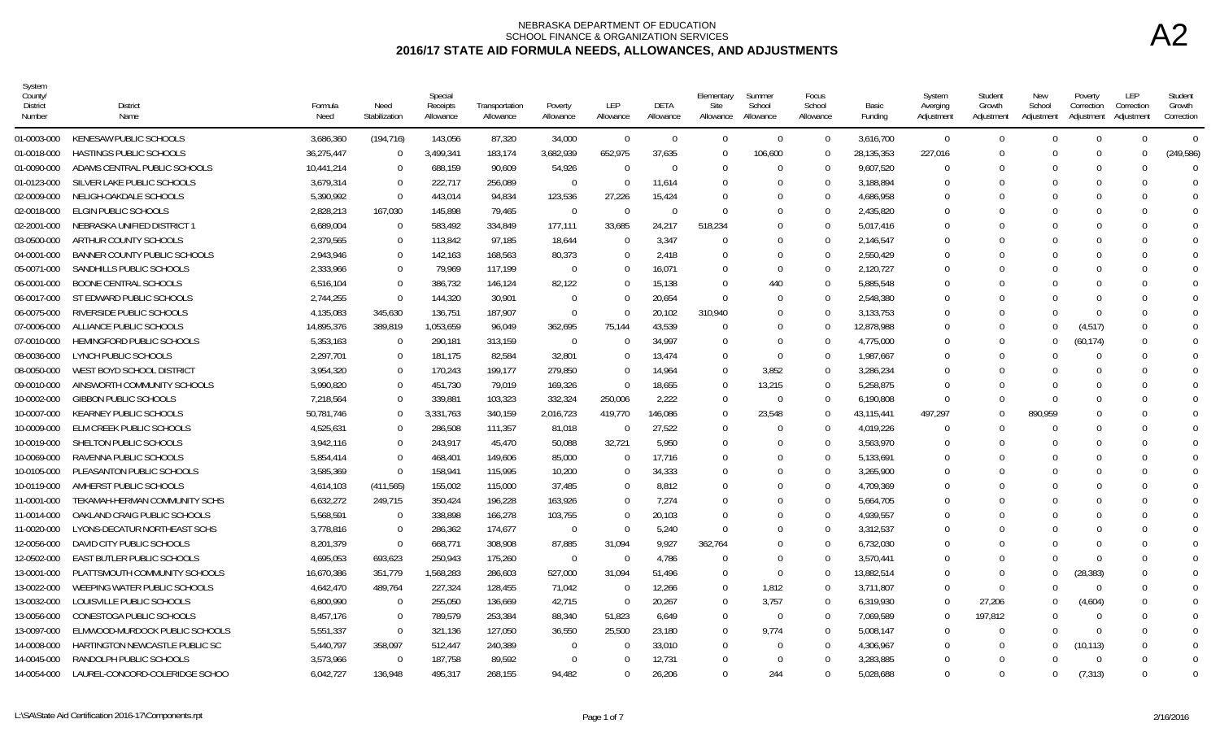NEBRASKA DEPARTMENT OF EDUCATION
SCHOOL FINANCE & ORGANIZATION SERVICES

# 2016/17 STATE AID FORMULA NEEDS, ALLOWANCES, AND ADJUSTMENTS

A2

| System County/ District Number | District Name | Formula Need | Need Stabilization | Special Receipts Allowance | Transportation Allowance | Poverty Allowance | LEP Allowance | DETA Allowance | Elementary Site Allowance | Summer School Allowance | Focus School Allowance | Basic Funding | System Averging Adjustment | Student Growth Adjustment | New School Adjustment | Poverty Correction Adjustment | LEP Correction Adjustment | Student Growth Correction |
|---|---|---|---|---|---|---|---|---|---|---|---|---|---|---|---|---|---|---|
| 01-0003-000 | KENESAW PUBLIC SCHOOLS | 3,686,360 | (194,716) | 143,056 | 87,320 | 34,000 | 0 | 0 | 0 | 0 | 0 | 3,616,700 | 0 | 0 | 0 | 0 | 0 | 0 |
| 01-0018-000 | HASTINGS PUBLIC SCHOOLS | 36,275,447 | 0 | 3,499,341 | 183,174 | 3,682,939 | 652,975 | 37,635 | 0 | 106,600 | 0 | 28,135,353 | 227,016 | 0 | 0 | 0 | 0 | (249,586) |
| 01-0090-000 | ADAMS CENTRAL PUBLIC SCHOOLS | 10,441,214 | 0 | 688,159 | 90,609 | 54,926 | 0 | 0 | 0 | 0 | 0 | 9,607,520 | 0 | 0 | 0 | 0 | 0 | 0 |
| 01-0123-000 | SILVER LAKE PUBLIC SCHOOLS | 3,679,314 | 0 | 222,717 | 256,089 | 0 | 0 | 11,614 | 0 | 0 | 0 | 3,188,894 | 0 | 0 | 0 | 0 | 0 | 0 |
| 02-0009-000 | NELIGH-OAKDALE SCHOOLS | 5,390,992 | 0 | 443,014 | 94,834 | 123,536 | 27,226 | 15,424 | 0 | 0 | 0 | 4,686,958 | 0 | 0 | 0 | 0 | 0 | 0 |
| 02-0018-000 | ELGIN PUBLIC SCHOOLS | 2,828,213 | 167,030 | 145,898 | 79,465 | 0 | 0 | 0 | 0 | 0 | 0 | 2,435,820 | 0 | 0 | 0 | 0 | 0 | 0 |
| 02-2001-000 | NEBRASKA UNIFIED DISTRICT 1 | 6,689,004 | 0 | 583,492 | 334,849 | 177,111 | 33,685 | 24,217 | 518,234 | 0 | 0 | 5,017,416 | 0 | 0 | 0 | 0 | 0 | 0 |
| 03-0500-000 | ARTHUR COUNTY SCHOOLS | 2,379,565 | 0 | 113,842 | 97,185 | 18,644 | 0 | 3,347 | 0 | 0 | 0 | 2,146,547 | 0 | 0 | 0 | 0 | 0 | 0 |
| 04-0001-000 | BANNER COUNTY PUBLIC SCHOOLS | 2,943,946 | 0 | 142,163 | 168,563 | 80,373 | 0 | 2,418 | 0 | 0 | 0 | 2,550,429 | 0 | 0 | 0 | 0 | 0 | 0 |
| 05-0071-000 | SANDHILLS PUBLIC SCHOOLS | 2,333,966 | 0 | 79,969 | 117,199 | 0 | 0 | 16,071 | 0 | 0 | 0 | 2,120,727 | 0 | 0 | 0 | 0 | 0 | 0 |
| 06-0001-000 | BOONE CENTRAL SCHOOLS | 6,516,104 | 0 | 386,732 | 146,124 | 82,122 | 0 | 15,138 | 0 | 440 | 0 | 5,885,548 | 0 | 0 | 0 | 0 | 0 | 0 |
| 06-0017-000 | ST EDWARD PUBLIC SCHOOLS | 2,744,255 | 0 | 144,320 | 30,901 | 0 | 0 | 20,654 | 0 | 0 | 0 | 2,548,380 | 0 | 0 | 0 | 0 | 0 | 0 |
| 06-0075-000 | RIVERSIDE PUBLIC SCHOOLS | 4,135,083 | 345,630 | 136,751 | 187,907 | 0 | 0 | 20,102 | 310,940 | 0 | 0 | 3,133,753 | 0 | 0 | 0 | 0 | 0 | 0 |
| 07-0006-000 | ALLIANCE PUBLIC SCHOOLS | 14,895,376 | 389,819 | 1,053,659 | 96,049 | 362,695 | 75,144 | 43,539 | 0 | 0 | 0 | 12,878,988 | 0 | 0 | 0 | (4,517) | 0 | 0 |
| 07-0010-000 | HEMINGFORD PUBLIC SCHOOLS | 5,353,163 | 0 | 290,181 | 313,159 | 0 | 0 | 34,997 | 0 | 0 | 0 | 4,775,000 | 0 | 0 | 0 | (60,174) | 0 | 0 |
| 08-0036-000 | LYNCH PUBLIC SCHOOLS | 2,297,701 | 0 | 181,175 | 82,584 | 32,801 | 0 | 13,474 | 0 | 0 | 0 | 1,987,667 | 0 | 0 | 0 | 0 | 0 | 0 |
| 08-0050-000 | WEST BOYD SCHOOL DISTRICT | 3,954,320 | 0 | 170,243 | 199,177 | 279,850 | 0 | 14,964 | 0 | 3,852 | 0 | 3,286,234 | 0 | 0 | 0 | 0 | 0 | 0 |
| 09-0010-000 | AINSWORTH COMMUNITY SCHOOLS | 5,990,820 | 0 | 451,730 | 79,019 | 169,326 | 0 | 18,655 | 0 | 13,215 | 0 | 5,258,875 | 0 | 0 | 0 | 0 | 0 | 0 |
| 10-0002-000 | GIBBON PUBLIC SCHOOLS | 7,218,564 | 0 | 339,881 | 103,323 | 332,324 | 250,006 | 2,222 | 0 | 0 | 0 | 6,190,808 | 0 | 0 | 0 | 0 | 0 | 0 |
| 10-0007-000 | KEARNEY PUBLIC SCHOOLS | 50,781,746 | 0 | 3,331,763 | 340,159 | 2,016,723 | 419,770 | 146,086 | 0 | 23,548 | 0 | 43,115,441 | 497,297 | 0 | 890,959 | 0 | 0 | 0 |
| 10-0009-000 | ELM CREEK PUBLIC SCHOOLS | 4,525,631 | 0 | 286,508 | 111,357 | 81,018 | 0 | 27,522 | 0 | 0 | 0 | 4,019,226 | 0 | 0 | 0 | 0 | 0 | 0 |
| 10-0019-000 | SHELTON PUBLIC SCHOOLS | 3,942,116 | 0 | 243,917 | 45,470 | 50,088 | 32,721 | 5,950 | 0 | 0 | 0 | 3,563,970 | 0 | 0 | 0 | 0 | 0 | 0 |
| 10-0069-000 | RAVENNA PUBLIC SCHOOLS | 5,854,414 | 0 | 468,401 | 149,606 | 85,000 | 0 | 17,716 | 0 | 0 | 0 | 5,133,691 | 0 | 0 | 0 | 0 | 0 | 0 |
| 10-0105-000 | PLEASANTON PUBLIC SCHOOLS | 3,585,369 | 0 | 158,941 | 115,995 | 10,200 | 0 | 34,333 | 0 | 0 | 0 | 3,265,900 | 0 | 0 | 0 | 0 | 0 | 0 |
| 10-0119-000 | AMHERST PUBLIC SCHOOLS | 4,614,103 | (411,565) | 155,002 | 115,000 | 37,485 | 0 | 8,812 | 0 | 0 | 0 | 4,709,369 | 0 | 0 | 0 | 0 | 0 | 0 |
| 11-0001-000 | TEKAMAH-HERMAN COMMUNITY SCHS | 6,632,272 | 249,715 | 350,424 | 196,228 | 163,926 | 0 | 7,274 | 0 | 0 | 0 | 5,664,705 | 0 | 0 | 0 | 0 | 0 | 0 |
| 11-0014-000 | OAKLAND CRAIG PUBLIC SCHOOLS | 5,568,591 | 0 | 338,898 | 166,278 | 103,755 | 0 | 20,103 | 0 | 0 | 0 | 4,939,557 | 0 | 0 | 0 | 0 | 0 | 0 |
| 11-0020-000 | LYONS-DECATUR NORTHEAST SCHS | 3,778,816 | 0 | 286,362 | 174,677 | 0 | 0 | 5,240 | 0 | 0 | 0 | 3,312,537 | 0 | 0 | 0 | 0 | 0 | 0 |
| 12-0056-000 | DAVID CITY PUBLIC SCHOOLS | 8,201,379 | 0 | 668,771 | 308,908 | 87,885 | 31,094 | 9,927 | 362,764 | 0 | 0 | 6,732,030 | 0 | 0 | 0 | 0 | 0 | 0 |
| 12-0502-000 | EAST BUTLER PUBLIC SCHOOLS | 4,695,053 | 693,623 | 250,943 | 175,260 | 0 | 0 | 4,786 | 0 | 0 | 0 | 3,570,441 | 0 | 0 | 0 | 0 | 0 | 0 |
| 13-0001-000 | PLATTSMOUTH COMMUNITY SCHOOLS | 16,670,386 | 351,779 | 1,568,283 | 286,603 | 527,000 | 31,094 | 51,496 | 0 | 0 | 0 | 13,882,514 | 0 | 0 | 0 | (28,383) | 0 | 0 |
| 13-0022-000 | WEEPING WATER PUBLIC SCHOOLS | 4,642,470 | 489,764 | 227,324 | 128,455 | 71,042 | 0 | 12,266 | 0 | 1,812 | 0 | 3,711,807 | 0 | 0 | 0 | 0 | 0 | 0 |
| 13-0032-000 | LOUISVILLE PUBLIC SCHOOLS | 6,800,990 | 0 | 255,050 | 136,669 | 42,715 | 0 | 20,267 | 0 | 3,757 | 0 | 6,319,930 | 0 | 27,206 | 0 | (4,604) | 0 | 0 |
| 13-0056-000 | CONESTOGA PUBLIC SCHOOLS | 8,457,176 | 0 | 789,579 | 253,384 | 88,340 | 51,823 | 6,649 | 0 | 0 | 0 | 7,069,589 | 0 | 197,812 | 0 | 0 | 0 | 0 |
| 13-0097-000 | ELMWOOD-MURDOCK PUBLIC SCHOOLS | 5,551,337 | 0 | 321,136 | 127,050 | 36,550 | 25,500 | 23,180 | 0 | 9,774 | 0 | 5,008,147 | 0 | 0 | 0 | 0 | 0 | 0 |
| 14-0008-000 | HARTINGTON NEWCASTLE PUBLIC SC | 5,440,797 | 358,097 | 512,447 | 240,389 | 0 | 0 | 33,010 | 0 | 0 | 0 | 4,306,967 | 0 | 0 | 0 | (10,113) | 0 | 0 |
| 14-0045-000 | RANDOLPH PUBLIC SCHOOLS | 3,573,966 | 0 | 187,758 | 89,592 | 0 | 0 | 12,731 | 0 | 0 | 0 | 3,283,885 | 0 | 0 | 0 | 0 | 0 | 0 |
| 14-0054-000 | LAUREL-CONCORD-COLERIDGE SCHOO | 6,042,727 | 136,948 | 495,317 | 268,155 | 94,482 | 0 | 26,206 | 0 | 244 | 0 | 5,028,688 | 0 | 0 | 0 | (7,313) | 0 | 0 |

L:\SA\State Aid Certification 2016-17\Components.rpt 2/16/2016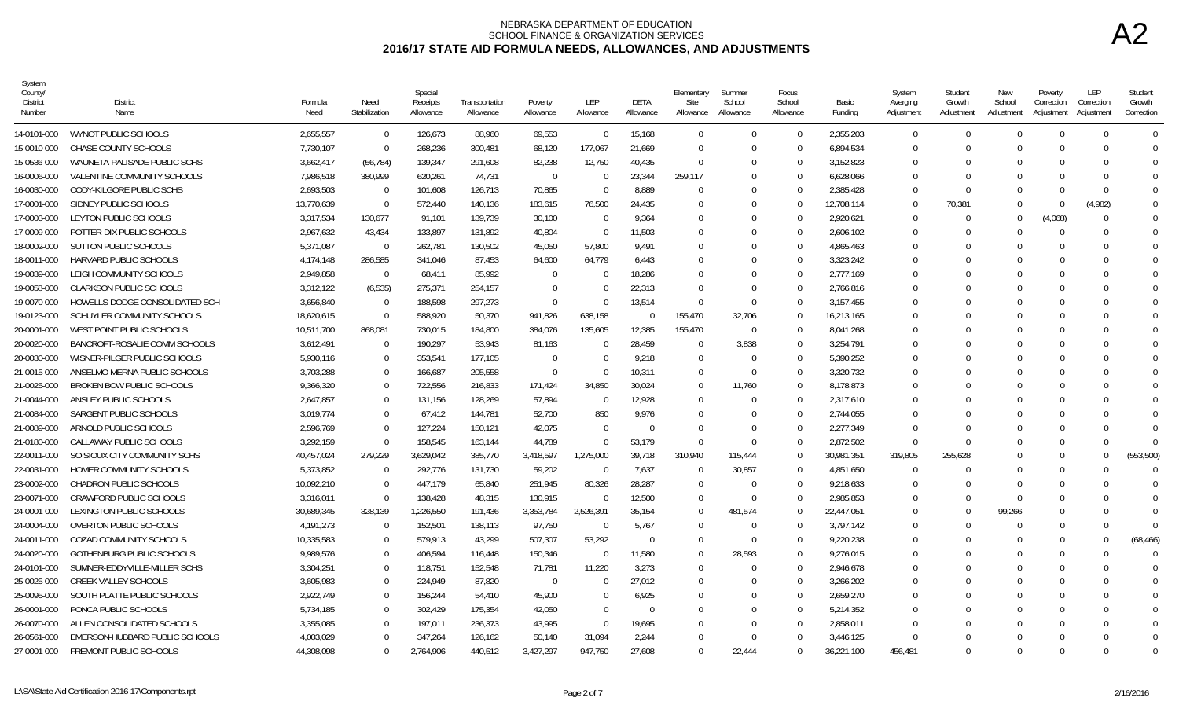# NEBRASKA DEPARTMENT OF EDUCATION
## SCHOOL FINANCE & ORGANIZATION SERVICES
## 2016/17 STATE AID FORMULA NEEDS, ALLOWANCES, AND ADJUSTMENTS

A2

| System County/ District Number | District Name | Formula Need | Need Stabilization | Special Receipts Allowance | Transportation Allowance | Poverty Allowance | LEP Allowance | DETA Allowance | Elementary Site Allowance | Summer School Allowance | Focus School Allowance | Basic Funding | System Averging Adjustment | Student Growth Adjustment | New School Adjustment | Poverty Correction Adjustment | LEP Correction Adjustment | Student Growth Correction |
|---|---|---|---|---|---|---|---|---|---|---|---|---|---|---|---|---|---|---|
| 14-0101-000 | WYNOT PUBLIC SCHOOLS | 2,655,557 | 0 | 126,673 | 88,960 | 69,553 | 0 | 15,168 | 0 | 0 | 0 | 2,355,203 | 0 | 0 | 0 | 0 | 0 | 0 |
| 15-0010-000 | CHASE COUNTY SCHOOLS | 7,730,107 | 0 | 268,236 | 300,481 | 68,120 | 177,067 | 21,669 | 0 | 0 | 0 | 6,894,534 | 0 | 0 | 0 | 0 | 0 | 0 |
| 15-0536-000 | WAUNETA-PALISADE PUBLIC SCHS | 3,662,417 | (56,784) | 139,347 | 291,608 | 82,238 | 12,750 | 40,435 | 0 | 0 | 0 | 3,152,823 | 0 | 0 | 0 | 0 | 0 | 0 |
| 16-0006-000 | VALENTINE COMMUNITY SCHOOLS | 7,986,518 | 380,999 | 620,261 | 74,731 | 0 | 0 | 23,344 | 259,117 | 0 | 0 | 6,628,066 | 0 | 0 | 0 | 0 | 0 | 0 |
| 16-0030-000 | CODY-KILGORE PUBLIC SCHS | 2,693,503 | 0 | 101,608 | 126,713 | 70,865 | 0 | 8,889 | 0 | 0 | 0 | 2,385,428 | 0 | 0 | 0 | 0 | 0 | 0 |
| 17-0001-000 | SIDNEY PUBLIC SCHOOLS | 13,770,639 | 0 | 572,440 | 140,136 | 183,615 | 76,500 | 24,435 | 0 | 0 | 0 | 12,708,114 | 0 | 70,381 | 0 | 0 | (4,982) | 0 |
| 17-0003-000 | LEYTON PUBLIC SCHOOLS | 3,317,534 | 130,677 | 91,101 | 139,739 | 30,100 | 0 | 9,364 | 0 | 0 | 0 | 2,920,621 | 0 | 0 | 0 | (4,068) | 0 | 0 |
| 17-0009-000 | POTTER-DIX PUBLIC SCHOOLS | 2,967,632 | 43,434 | 133,897 | 131,892 | 40,804 | 0 | 11,503 | 0 | 0 | 0 | 2,606,102 | 0 | 0 | 0 | 0 | 0 | 0 |
| 18-0002-000 | SUTTON PUBLIC SCHOOLS | 5,371,087 | 0 | 262,781 | 130,502 | 45,050 | 57,800 | 9,491 | 0 | 0 | 0 | 4,865,463 | 0 | 0 | 0 | 0 | 0 | 0 |
| 18-0011-000 | HARVARD PUBLIC SCHOOLS | 4,174,148 | 286,585 | 341,046 | 87,453 | 64,600 | 64,779 | 6,443 | 0 | 0 | 0 | 3,323,242 | 0 | 0 | 0 | 0 | 0 | 0 |
| 19-0039-000 | LEIGH COMMUNITY SCHOOLS | 2,949,858 | 0 | 68,411 | 85,992 | 0 | 0 | 18,286 | 0 | 0 | 0 | 2,777,169 | 0 | 0 | 0 | 0 | 0 | 0 |
| 19-0058-000 | CLARKSON PUBLIC SCHOOLS | 3,312,122 | (6,535) | 275,371 | 254,157 | 0 | 0 | 22,313 | 0 | 0 | 0 | 2,766,816 | 0 | 0 | 0 | 0 | 0 | 0 |
| 19-0070-000 | HOWELLS-DODGE CONSOLIDATED SCH | 3,656,840 | 0 | 188,598 | 297,273 | 0 | 0 | 13,514 | 0 | 0 | 0 | 3,157,455 | 0 | 0 | 0 | 0 | 0 | 0 |
| 19-0123-000 | SCHUYLER COMMUNITY SCHOOLS | 18,620,615 | 0 | 588,920 | 50,370 | 941,826 | 638,158 | 0 | 155,470 | 32,706 | 0 | 16,213,165 | 0 | 0 | 0 | 0 | 0 | 0 |
| 20-0001-000 | WEST POINT PUBLIC SCHOOLS | 10,511,700 | 868,081 | 730,015 | 184,800 | 384,076 | 135,605 | 12,385 | 155,470 | 0 | 0 | 8,041,268 | 0 | 0 | 0 | 0 | 0 | 0 |
| 20-0020-000 | BANCROFT-ROSALIE COMM SCHOOLS | 3,612,491 | 0 | 190,297 | 53,943 | 81,163 | 0 | 28,459 | 0 | 3,838 | 0 | 3,254,791 | 0 | 0 | 0 | 0 | 0 | 0 |
| 20-0030-000 | WISNER-PILGER PUBLIC SCHOOLS | 5,930,116 | 0 | 353,541 | 177,105 | 0 | 0 | 9,218 | 0 | 0 | 0 | 5,390,252 | 0 | 0 | 0 | 0 | 0 | 0 |
| 21-0015-000 | ANSELMO-MERNA PUBLIC SCHOOLS | 3,703,288 | 0 | 166,687 | 205,558 | 0 | 0 | 10,311 | 0 | 0 | 0 | 3,320,732 | 0 | 0 | 0 | 0 | 0 | 0 |
| 21-0025-000 | BROKEN BOW PUBLIC SCHOOLS | 9,366,320 | 0 | 722,556 | 216,833 | 171,424 | 34,850 | 30,024 | 0 | 11,760 | 0 | 8,178,873 | 0 | 0 | 0 | 0 | 0 | 0 |
| 21-0044-000 | ANSLEY PUBLIC SCHOOLS | 2,647,857 | 0 | 131,156 | 128,269 | 57,894 | 0 | 12,928 | 0 | 0 | 0 | 2,317,610 | 0 | 0 | 0 | 0 | 0 | 0 |
| 21-0084-000 | SARGENT PUBLIC SCHOOLS | 3,019,774 | 0 | 67,412 | 144,781 | 52,700 | 850 | 9,976 | 0 | 0 | 0 | 2,744,055 | 0 | 0 | 0 | 0 | 0 | 0 |
| 21-0089-000 | ARNOLD PUBLIC SCHOOLS | 2,596,769 | 0 | 127,224 | 150,121 | 42,075 | 0 | 0 | 0 | 0 | 0 | 2,277,349 | 0 | 0 | 0 | 0 | 0 | 0 |
| 21-0180-000 | CALLAWAY PUBLIC SCHOOLS | 3,292,159 | 0 | 158,545 | 163,144 | 44,789 | 0 | 53,179 | 0 | 0 | 0 | 2,872,502 | 0 | 0 | 0 | 0 | 0 | 0 |
| 22-0011-000 | SO SIOUX CITY COMMUNITY SCHS | 40,457,024 | 279,229 | 3,629,042 | 385,770 | 3,418,597 | 1,275,000 | 39,718 | 310,940 | 115,444 | 0 | 30,981,351 | 319,805 | 255,628 | 0 | 0 | 0 | (553,500) |
| 22-0031-000 | HOMER COMMUNITY SCHOOLS | 5,373,852 | 0 | 292,776 | 131,730 | 59,202 | 0 | 7,637 | 0 | 30,857 | 0 | 4,851,650 | 0 | 0 | 0 | 0 | 0 | 0 |
| 23-0002-000 | CHADRON PUBLIC SCHOOLS | 10,092,210 | 0 | 447,179 | 65,840 | 251,945 | 80,326 | 28,287 | 0 | 0 | 0 | 9,218,633 | 0 | 0 | 0 | 0 | 0 | 0 |
| 23-0071-000 | CRAWFORD PUBLIC SCHOOLS | 3,316,011 | 0 | 138,428 | 48,315 | 130,915 | 0 | 12,500 | 0 | 0 | 0 | 2,985,853 | 0 | 0 | 0 | 0 | 0 | 0 |
| 24-0001-000 | LEXINGTON PUBLIC SCHOOLS | 30,689,345 | 328,139 | 1,226,550 | 191,436 | 3,353,784 | 2,526,391 | 35,154 | 0 | 481,574 | 0 | 22,447,051 | 0 | 0 | 99,266 | 0 | 0 | 0 |
| 24-0004-000 | OVERTON PUBLIC SCHOOLS | 4,191,273 | 0 | 152,501 | 138,113 | 97,750 | 0 | 5,767 | 0 | 0 | 0 | 3,797,142 | 0 | 0 | 0 | 0 | 0 | 0 |
| 24-0011-000 | COZAD COMMUNITY SCHOOLS | 10,335,583 | 0 | 579,913 | 43,299 | 507,307 | 53,292 | 0 | 0 | 0 | 0 | 9,220,238 | 0 | 0 | 0 | 0 | 0 | (68,466) |
| 24-0020-000 | GOTHENBURG PUBLIC SCHOOLS | 9,989,576 | 0 | 406,594 | 116,448 | 150,346 | 0 | 11,580 | 0 | 28,593 | 0 | 9,276,015 | 0 | 0 | 0 | 0 | 0 | 0 |
| 24-0101-000 | SUMNER-EDDYVILLE-MILLER SCHS | 3,304,251 | 0 | 118,751 | 152,548 | 71,781 | 11,220 | 3,273 | 0 | 0 | 0 | 2,946,678 | 0 | 0 | 0 | 0 | 0 | 0 |
| 25-0025-000 | CREEK VALLEY SCHOOLS | 3,605,983 | 0 | 224,949 | 87,820 | 0 | 0 | 27,012 | 0 | 0 | 0 | 3,266,202 | 0 | 0 | 0 | 0 | 0 | 0 |
| 25-0095-000 | SOUTH PLATTE PUBLIC SCHOOLS | 2,922,749 | 0 | 156,244 | 54,410 | 45,900 | 0 | 6,925 | 0 | 0 | 0 | 2,659,270 | 0 | 0 | 0 | 0 | 0 | 0 |
| 26-0001-000 | PONCA PUBLIC SCHOOLS | 5,734,185 | 0 | 302,429 | 175,354 | 42,050 | 0 | 0 | 0 | 0 | 0 | 5,214,352 | 0 | 0 | 0 | 0 | 0 | 0 |
| 26-0070-000 | ALLEN CONSOLIDATED SCHOOLS | 3,355,085 | 0 | 197,011 | 236,373 | 43,995 | 0 | 19,695 | 0 | 0 | 0 | 2,858,011 | 0 | 0 | 0 | 0 | 0 | 0 |
| 26-0561-000 | EMERSON-HUBBARD PUBLIC SCHOOLS | 4,003,029 | 0 | 347,264 | 126,162 | 50,140 | 31,094 | 2,244 | 0 | 0 | 0 | 3,446,125 | 0 | 0 | 0 | 0 | 0 | 0 |
| 27-0001-000 | FREMONT PUBLIC SCHOOLS | 44,308,098 | 0 | 2,764,906 | 440,512 | 3,427,297 | 947,750 | 27,608 | 0 | 22,444 | 0 | 36,221,100 | 456,481 | 0 | 0 | 0 | 0 | 0 |

L:\SA\State Aid Certification 2016-17\Components.rpt 2/16/2016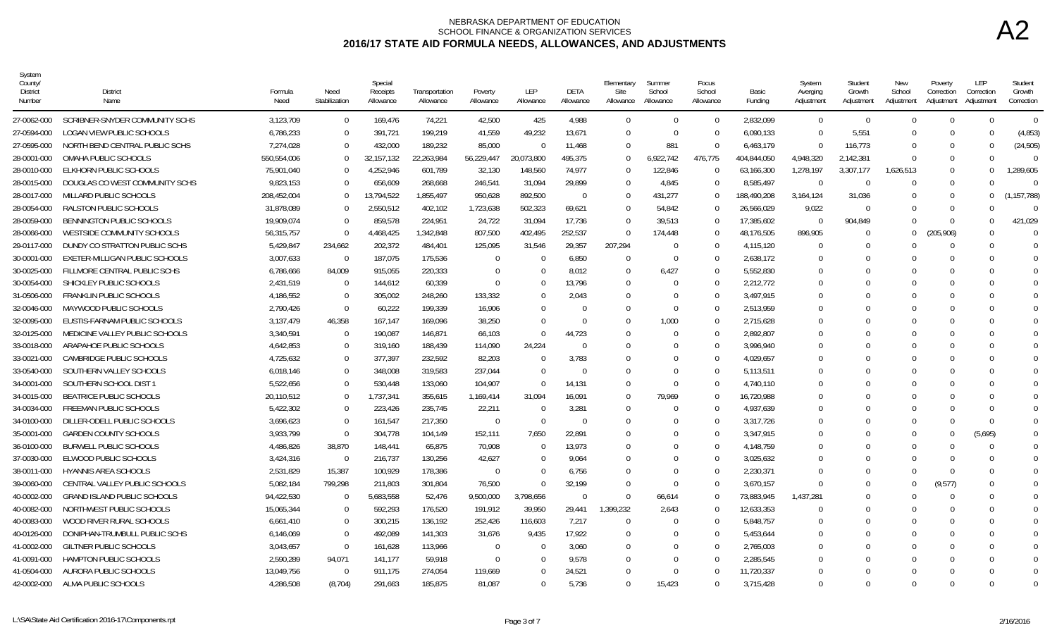# NEBRASKA DEPARTMENT OF EDUCATION
## SCHOOL FINANCE & ORGANIZATION SERVICES
## 2016/17 STATE AID FORMULA NEEDS, ALLOWANCES, AND ADJUSTMENTS

A2

| System County/ District Number | District Name | Formula Need | Need Stabilization | Special Receipts Allowance | Transportation Allowance | Poverty Allowance | LEP Allowance | DETA Allowance | Elementary Site Allowance | Summer School Allowance | Focus School Allowance | Basic Funding | System Averging Adjustment | Student Growth Adjustment | New School Adjustment | Poverty Correction Adjustment | LEP Correction Adjustment | Student Growth Correction |
|---|---|---|---|---|---|---|---|---|---|---|---|---|---|---|---|---|---|---|
| 27-0062-000 | SCRIBNER-SNYDER COMMUNITY SCHS | 3,123,709 | 0 | 169,476 | 74,221 | 42,500 | 425 | 4,988 | 0 | 0 | 0 | 2,832,099 | 0 | 0 | 0 | 0 | 0 | 0 |
| 27-0594-000 | LOGAN VIEW PUBLIC SCHOOLS | 6,786,233 | 0 | 391,721 | 199,219 | 41,559 | 49,232 | 13,671 | 0 | 0 | 0 | 6,090,133 | 0 | 5,551 | 0 | 0 | 0 | (4,853) |
| 27-0595-000 | NORTH BEND CENTRAL PUBLIC SCHS | 7,274,028 | 0 | 432,000 | 189,232 | 85,000 | 0 | 11,468 | 0 | 881 | 0 | 6,463,179 | 0 | 116,773 | 0 | 0 | 0 | (24,505) |
| 28-0001-000 | OMAHA PUBLIC SCHOOLS | 550,554,006 | 0 | 32,157,132 | 22,263,984 | 56,229,447 | 20,073,800 | 495,375 | 0 | 6,922,742 | 476,775 | 404,844,050 | 4,948,320 | 2,142,381 | 0 | 0 | 0 | 0 |
| 28-0010-000 | ELKHORN PUBLIC SCHOOLS | 75,901,040 | 0 | 4,252,946 | 601,789 | 32,130 | 148,560 | 74,977 | 0 | 122,846 | 0 | 63,166,300 | 1,278,197 | 3,307,177 | 1,626,513 | 0 | 0 | 1,289,605 |
| 28-0015-000 | DOUGLAS CO WEST COMMUNITY SCHS | 9,823,153 | 0 | 656,609 | 268,668 | 246,541 | 31,094 | 29,899 | 0 | 4,845 | 0 | 8,585,497 | 0 | 0 | 0 | 0 | 0 | 0 |
| 28-0017-000 | MILLARD PUBLIC SCHOOLS | 208,452,004 | 0 | 13,794,522 | 1,855,497 | 950,628 | 892,500 | 0 | 0 | 431,277 | 0 | 188,490,208 | 3,164,124 | 31,036 | 0 | 0 | 0 | (1,157,788) |
| 28-0054-000 | RALSTON PUBLIC SCHOOLS | 31,878,089 | 0 | 2,550,512 | 402,102 | 1,723,638 | 502,323 | 69,621 | 0 | 54,842 | 0 | 26,566,029 | 9,022 | 0 | 0 | 0 | 0 | 0 |
| 28-0059-000 | BENNINGTON PUBLIC SCHOOLS | 19,909,074 | 0 | 859,578 | 224,951 | 24,722 | 31,094 | 17,736 | 0 | 39,513 | 0 | 17,385,602 | 0 | 904,849 | 0 | 0 | 0 | 421,029 |
| 28-0066-000 | WESTSIDE COMMUNITY SCHOOLS | 56,315,757 | 0 | 4,468,425 | 1,342,848 | 807,500 | 402,495 | 252,537 | 0 | 174,448 | 0 | 48,176,505 | 896,905 | 0 | 0 | (205,906) | 0 | 0 |
| 29-0117-000 | DUNDY CO STRATTON PUBLIC SCHS | 5,429,847 | 234,662 | 202,372 | 484,401 | 125,095 | 31,546 | 29,357 | 207,294 | 0 | 0 | 4,115,120 | 0 | 0 | 0 | 0 | 0 | 0 |
| 30-0001-000 | EXETER-MILLIGAN PUBLIC SCHOOLS | 3,007,633 | 0 | 187,075 | 175,536 | 0 | 0 | 6,850 | 0 | 0 | 0 | 2,638,172 | 0 | 0 | 0 | 0 | 0 | 0 |
| 30-0025-000 | FILLMORE CENTRAL PUBLIC SCHS | 6,786,666 | 84,009 | 915,055 | 220,333 | 0 | 0 | 8,012 | 0 | 6,427 | 0 | 5,552,830 | 0 | 0 | 0 | 0 | 0 | 0 |
| 30-0054-000 | SHICKLEY PUBLIC SCHOOLS | 2,431,519 | 0 | 144,612 | 60,339 | 0 | 0 | 13,796 | 0 | 0 | 0 | 2,212,772 | 0 | 0 | 0 | 0 | 0 | 0 |
| 31-0506-000 | FRANKLIN PUBLIC SCHOOLS | 4,186,552 | 0 | 305,002 | 248,260 | 133,332 | 0 | 2,043 | 0 | 0 | 0 | 3,497,915 | 0 | 0 | 0 | 0 | 0 | 0 |
| 32-0046-000 | MAYWOOD PUBLIC SCHOOLS | 2,790,426 | 0 | 60,222 | 199,339 | 16,906 | 0 | 0 | 0 | 0 | 0 | 2,513,959 | 0 | 0 | 0 | 0 | 0 | 0 |
| 32-0095-000 | EUSTIS-FARNAM PUBLIC SCHOOLS | 3,137,479 | 46,358 | 167,147 | 169,096 | 38,250 | 0 | 0 | 0 | 1,000 | 0 | 2,715,628 | 0 | 0 | 0 | 0 | 0 | 0 |
| 32-0125-000 | MEDICINE VALLEY PUBLIC SCHOOLS | 3,340,591 | 0 | 190,087 | 146,871 | 66,103 | 0 | 44,723 | 0 | 0 | 0 | 2,892,807 | 0 | 0 | 0 | 0 | 0 | 0 |
| 33-0018-000 | ARAPAHOE PUBLIC SCHOOLS | 4,642,853 | 0 | 319,160 | 188,439 | 114,090 | 24,224 | 0 | 0 | 0 | 0 | 3,996,940 | 0 | 0 | 0 | 0 | 0 | 0 |
| 33-0021-000 | CAMBRIDGE PUBLIC SCHOOLS | 4,725,632 | 0 | 377,397 | 232,592 | 82,203 | 0 | 3,783 | 0 | 0 | 0 | 4,029,657 | 0 | 0 | 0 | 0 | 0 | 0 |
| 33-0540-000 | SOUTHERN VALLEY SCHOOLS | 6,018,146 | 0 | 348,008 | 319,583 | 237,044 | 0 | 0 | 0 | 0 | 0 | 5,113,511 | 0 | 0 | 0 | 0 | 0 | 0 |
| 34-0001-000 | SOUTHERN SCHOOL DIST 1 | 5,522,656 | 0 | 530,448 | 133,060 | 104,907 | 0 | 14,131 | 0 | 0 | 0 | 4,740,110 | 0 | 0 | 0 | 0 | 0 | 0 |
| 34-0015-000 | BEATRICE PUBLIC SCHOOLS | 20,110,512 | 0 | 1,737,341 | 355,615 | 1,169,414 | 31,094 | 16,091 | 0 | 79,969 | 0 | 16,720,988 | 0 | 0 | 0 | 0 | 0 | 0 |
| 34-0034-000 | FREEMAN PUBLIC SCHOOLS | 5,422,302 | 0 | 223,426 | 235,745 | 22,211 | 0 | 3,281 | 0 | 0 | 0 | 4,937,639 | 0 | 0 | 0 | 0 | 0 | 0 |
| 34-0100-000 | DILLER-ODELL PUBLIC SCHOOLS | 3,696,623 | 0 | 161,547 | 217,350 | 0 | 0 | 0 | 0 | 0 | 0 | 3,317,726 | 0 | 0 | 0 | 0 | 0 | 0 |
| 35-0001-000 | GARDEN COUNTY SCHOOLS | 3,933,799 | 0 | 304,778 | 104,149 | 152,111 | 7,650 | 22,891 | 0 | 0 | 0 | 3,347,915 | 0 | 0 | 0 | 0 | (5,695) | 0 |
| 36-0100-000 | BURWELL PUBLIC SCHOOLS | 4,486,826 | 38,870 | 148,441 | 65,875 | 70,908 | 0 | 13,973 | 0 | 0 | 0 | 4,148,759 | 0 | 0 | 0 | 0 | 0 | 0 |
| 37-0030-000 | ELWOOD PUBLIC SCHOOLS | 3,424,316 | 0 | 216,737 | 130,256 | 42,627 | 0 | 9,064 | 0 | 0 | 0 | 3,025,632 | 0 | 0 | 0 | 0 | 0 | 0 |
| 38-0011-000 | HYANNIS AREA SCHOOLS | 2,531,829 | 15,387 | 100,929 | 178,386 | 0 | 0 | 6,756 | 0 | 0 | 0 | 2,230,371 | 0 | 0 | 0 | 0 | 0 | 0 |
| 39-0060-000 | CENTRAL VALLEY PUBLIC SCHOOLS | 5,082,184 | 799,298 | 211,803 | 301,804 | 76,500 | 0 | 32,199 | 0 | 0 | 0 | 3,670,157 | 0 | 0 | 0 | (9,577) | 0 | 0 |
| 40-0002-000 | GRAND ISLAND PUBLIC SCHOOLS | 94,422,530 | 0 | 5,683,558 | 52,476 | 9,500,000 | 3,798,656 | 0 | 0 | 66,614 | 0 | 73,883,945 | 1,437,281 | 0 | 0 | 0 | 0 | 0 |
| 40-0082-000 | NORTHWEST PUBLIC SCHOOLS | 15,065,344 | 0 | 592,293 | 176,520 | 191,912 | 39,950 | 29,441 | 1,399,232 | 2,643 | 0 | 12,633,353 | 0 | 0 | 0 | 0 | 0 | 0 |
| 40-0083-000 | WOOD RIVER RURAL SCHOOLS | 6,661,410 | 0 | 300,215 | 136,192 | 252,426 | 116,603 | 7,217 | 0 | 0 | 0 | 5,848,757 | 0 | 0 | 0 | 0 | 0 | 0 |
| 40-0126-000 | DONIPHAN-TRUMBULL PUBLIC SCHS | 6,146,069 | 0 | 492,089 | 141,303 | 31,676 | 9,435 | 17,922 | 0 | 0 | 0 | 5,453,644 | 0 | 0 | 0 | 0 | 0 | 0 |
| 41-0002-000 | GILTNER PUBLIC SCHOOLS | 3,043,657 | 0 | 161,628 | 113,966 | 0 | 0 | 3,060 | 0 | 0 | 0 | 2,765,003 | 0 | 0 | 0 | 0 | 0 | 0 |
| 41-0091-000 | HAMPTON PUBLIC SCHOOLS | 2,590,289 | 94,071 | 141,177 | 59,918 | 0 | 0 | 9,578 | 0 | 0 | 0 | 2,285,545 | 0 | 0 | 0 | 0 | 0 | 0 |
| 41-0504-000 | AURORA PUBLIC SCHOOLS | 13,049,756 | 0 | 911,175 | 274,054 | 119,669 | 0 | 24,521 | 0 | 0 | 0 | 11,720,337 | 0 | 0 | 0 | 0 | 0 | 0 |
| 42-0002-000 | ALMA PUBLIC SCHOOLS | 4,286,508 | (8,704) | 291,663 | 185,875 | 81,087 | 0 | 5,736 | 0 | 15,423 | 0 | 3,715,428 | 0 | 0 | 0 | 0 | 0 | 0 |

L:\SA\State Aid Certification 2016-17\Components.rpt — 2/16/2016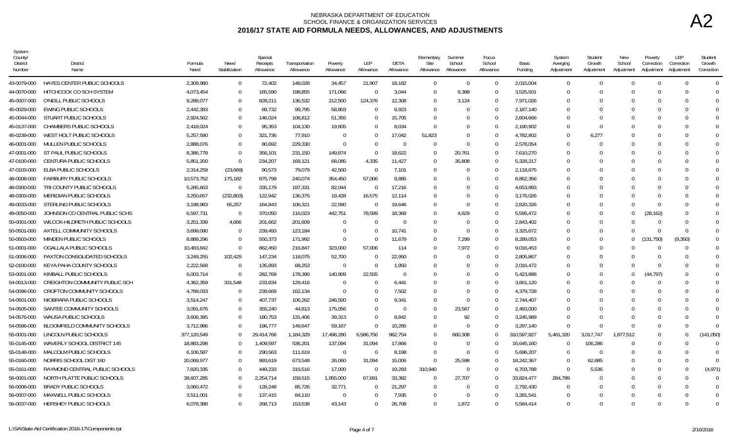# NEBRASKA DEPARTMENT OF EDUCATION
## SCHOOL FINANCE & ORGANIZATION SERVICES
## 2016/17 STATE AID FORMULA NEEDS, ALLOWANCES, AND ADJUSTMENTS

A2

| System County/ District Number | District Name | Formula Need | Need Stabilization | Special Receipts Allowance | Transportation Allowance | Poverty Allowance | LEP Allowance | DETA Allowance | Elementary Site Allowance | Summer School Allowance | Focus School Allowance | Basic Funding | System Averging Adjustment | Student Growth Adjustment | New School Adjustment | Poverty Correction Adjustment | LEP Correction Adjustment | Student Growth Correction |
|---|---|---|---|---|---|---|---|---|---|---|---|---|---|---|---|---|---|---|
| 43-0079-000 | HAYES CENTER PUBLIC SCHOOLS | 2,309,980 | 0 | 72,402 | 148,028 | 34,457 | 21,907 | 18,182 | 0 | 0 | 0 | 2,015,004 | 0 | 0 | 0 | 0 | 0 | 0 |
| 44-0070-000 | HITCHCOCK CO SCH SYSTEM | 4,073,454 | 0 | 165,590 | 198,855 | 171,066 | 0 | 3,044 | 0 | 9,398 | 0 | 3,525,501 | 0 | 0 | 0 | 0 | 0 | 0 |
| 45-0007-000 | O'NEILL PUBLIC SCHOOLS | 9,288,077 | 0 | 828,211 | 136,532 | 212,500 | 124,376 | 12,308 | 0 | 3,124 | 0 | 7,971,026 | 0 | 0 | 0 | 0 | 0 | 0 |
| 45-0029-000 | EWING PUBLIC SCHOOLS | 2,442,393 | 0 | 89,732 | 99,795 | 58,803 | 0 | 6,923 | 0 | 0 | 0 | 2,187,140 | 0 | 0 | 0 | 0 | 0 | 0 |
| 45-0044-000 | STUART PUBLIC SCHOOLS | 2,924,562 | 0 | 146,024 | 106,812 | 51,355 | 0 | 15,705 | 0 | 0 | 0 | 2,604,666 | 0 | 0 | 0 | 0 | 0 | 0 |
| 45-0137-000 | CHAMBERS PUBLIC SCHOOLS | 2,418,024 | 0 | 95,353 | 104,130 | 19,605 | 0 | 8,034 | 0 | 0 | 0 | 2,190,902 | 0 | 0 | 0 | 0 | 0 | 0 |
| 45-0239-000 | WEST HOLT PUBLIC SCHOOLS | 5,257,590 | 0 | 321,736 | 77,910 | 0 | 0 | 17,042 | 51,823 | 0 | 0 | 4,782,802 | 0 | 6,277 | 0 | 0 | 0 | 0 |
| 46-0001-000 | MULLEN PUBLIC SCHOOLS | 2,888,076 | 0 | 80,692 | 229,330 | 0 | 0 | 0 | 0 | 0 | 0 | 2,578,054 | 0 | 0 | 0 | 0 | 0 | 0 |
| 47-0001-000 | ST PAUL PUBLIC SCHOOLS | 8,386,778 | 0 | 356,101 | 231,150 | 149,874 | 0 | 18,622 | 0 | 20,761 | 0 | 7,610,270 | 0 | 0 | 0 | 0 | 0 | 0 |
| 47-0100-000 | CENTURA PUBLIC SCHOOLS | 5,851,200 | 0 | 234,207 | 169,121 | 68,085 | 4,335 | 11,427 | 0 | 35,808 | 0 | 5,328,217 | 0 | 0 | 0 | 0 | 0 | 0 |
| 47-0103-000 | ELBA PUBLIC SCHOOLS | 2,314,259 | (23,669) | 90,573 | 79,079 | 42,500 | 0 | 7,101 | 0 | 0 | 0 | 2,118,675 | 0 | 0 | 0 | 0 | 0 | 0 |
| 48-0008-000 | FAIRBURY PUBLIC SCHOOLS | 10,573,752 | 175,182 | 875,799 | 240,074 | 354,450 | 57,006 | 8,885 | 0 | 0 | 0 | 8,862,356 | 0 | 0 | 0 | 0 | 0 | 0 |
| 48-0300-000 | TRI COUNTY PUBLIC SCHOOLS | 5,285,663 | 0 | 335,179 | 197,331 | 82,044 | 0 | 17,216 | 0 | 0 | 0 | 4,653,893 | 0 | 0 | 0 | 0 | 0 | 0 |
| 48-0303-000 | MERIDIAN PUBLIC SCHOOLS | 3,250,657 | (232,803) | 122,942 | 136,375 | 19,428 | 16,575 | 12,114 | 0 | 0 | 0 | 3,176,026 | 0 | 0 | 0 | 0 | 0 | 0 |
| 49-0033-000 | STERLING PUBLIC SCHOOLS | 3,198,983 | 65,257 | 164,843 | 106,321 | 22,590 | 0 | 19,646 | 0 | 0 | 0 | 2,820,326 | 0 | 0 | 0 | 0 | 0 | 0 |
| 49-0050-000 | JOHNSON CO CENTRAL PUBLIC SCHS | 6,597,731 | 0 | 370,050 | 116,023 | 442,751 | 78,599 | 18,369 | 0 | 4,629 | 0 | 5,595,472 | 0 | 0 | 0 | (28,162) | 0 | 0 |
| 50-0001-000 | WILCOX-HILDRETH PUBLIC SCHOOLS | 3,251,339 | 4,666 | 201,662 | 201,609 | 0 | 0 | 0 | 0 | 0 | 0 | 2,843,402 | 0 | 0 | 0 | 0 | 0 | 0 |
| 50-0501-000 | AXTELL COMMUNITY SCHOOLS | 3,699,090 | 0 | 239,493 | 123,184 | 0 | 0 | 10,741 | 0 | 0 | 0 | 3,325,672 | 0 | 0 | 0 | 0 | 0 | 0 |
| 50-0503-000 | MINDEN PUBLIC SCHOOLS | 8,889,296 | 0 | 550,373 | 171,992 | 0 | 0 | 11,679 | 0 | 7,299 | 0 | 8,289,053 | 0 | 0 | 0 | (131,750) | (9,350) | 0 |
| 51-0001-000 | OGALLALA PUBLIC SCHOOLS | 10,483,842 | 0 | 862,450 | 216,847 | 323,000 | 57,006 | 114 | 0 | 7,972 | 0 | 9,016,453 | 0 | 0 | 0 | 0 | 0 | 0 |
| 51-0006-000 | PAXTON CONSOLIDATED SCHOOLS | 3,249,255 | 102,429 | 147,234 | 118,075 | 52,700 | 0 | 22,950 | 0 | 0 | 0 | 2,805,867 | 0 | 0 | 0 | 0 | 0 | 0 |
| 52-0100-000 | KEYA PAHA COUNTY SCHOOLS | 2,222,568 | 0 | 135,893 | 68,253 | 0 | 0 | 1,950 | 0 | 0 | 0 | 2,016,472 | 0 | 0 | 0 | 0 | 0 | 0 |
| 53-0001-000 | KIMBALL PUBLIC SCHOOLS | 6,003,714 | 0 | 282,769 | 178,390 | 140,909 | 22,555 | 0 | 0 | 0 | 0 | 5,423,888 | 0 | 0 | 0 | (44,797) | 0 | 0 |
| 54-0013-000 | CREIGHTON COMMUNITY PUBLIC SCH | 4,362,359 | 331,548 | 233,834 | 129,416 | 0 | 0 | 6,441 | 0 | 0 | 0 | 3,661,120 | 0 | 0 | 0 | 0 | 0 | 0 |
| 54-0096-000 | CROFTON COMMUNITY SCHOOLS | 4,789,033 | 0 | 239,669 | 162,134 | 0 | 0 | 7,502 | 0 | 0 | 0 | 4,379,728 | 0 | 0 | 0 | 0 | 0 | 0 |
| 54-0501-000 | NIOBRARA PUBLIC SCHOOLS | 3,514,247 | 0 | 407,737 | 106,262 | 246,500 | 0 | 9,341 | 0 | 0 | 0 | 2,744,407 | 0 | 0 | 0 | 0 | 0 | 0 |
| 54-0505-000 | SANTEE COMMUNITY SCHOOLS | 3,091,676 | 0 | 355,240 | 44,813 | 175,056 | 0 | 0 | 0 | 23,567 | 0 | 2,493,000 | 0 | 0 | 0 | 0 | 0 | 0 |
| 54-0576-000 | WAUSA PUBLIC SCHOOLS | 3,606,395 | 0 | 180,753 | 131,406 | 39,313 | 0 | 8,842 | 0 | 92 | 0 | 3,245,989 | 0 | 0 | 0 | 0 | 0 | 0 |
| 54-0586-000 | BLOOMFIELD COMMUNITY SCHOOLS | 3,712,996 | 0 | 196,777 | 149,647 | 59,167 | 0 | 10,265 | 0 | 0 | 0 | 3,297,140 | 0 | 0 | 0 | 0 | 0 | 0 |
| 55-0001-000 | LINCOLN PUBLIC SCHOOLS | 377,120,549 | 0 | 29,414,766 | 1,184,329 | 17,498,280 | 6,586,756 | 962,754 | 0 | 660,308 | 0 | 310,597,827 | 5,461,320 | 3,017,747 | 1,877,512 | 0 | 0 | (141,050) |
| 55-0145-000 | WAVERLY SCHOOL DISTRICT 145 | 18,883,298 | 0 | 1,409,597 | 536,201 | 137,094 | 31,094 | 17,866 | 0 | 0 | 0 | 16,645,160 | 0 | 106,286 | 0 | 0 | 0 | 0 |
| 55-0148-000 | MALCOLM PUBLIC SCHOOLS | 6,106,587 | 0 | 290,563 | 111,619 | 0 | 0 | 8,198 | 0 | 0 | 0 | 5,696,207 | 0 | 0 | 0 | 0 | 0 | 0 |
| 55-0160-000 | NORRIS SCHOOL DIST 160 | 20,069,977 | 0 | 993,619 | 673,548 | 26,060 | 31,094 | 15,006 | 0 | 25,598 | 0 | 18,242,367 | 0 | 62,685 | 0 | 0 | 0 | 0 |
| 55-0161-000 | RAYMOND CENTRAL PUBLIC SCHOOLS | 7,820,335 | 0 | 449,233 | 319,516 | 17,000 | 0 | 19,293 | 310,940 | 0 | 0 | 6,703,788 | 0 | 5,536 | 0 | 0 | 0 | (4,971) |
| 56-0001-000 | NORTH PLATTE PUBLIC SCHOOLS | 38,607,285 | 0 | 2,254,714 | 159,515 | 1,955,000 | 67,691 | 33,382 | 0 | 27,707 | 0 | 33,824,477 | 284,799 | 0 | 0 | 0 | 0 | 0 |
| 56-0006-000 | BRADY PUBLIC SCHOOLS | 3,060,472 | 0 | 128,248 | 85,726 | 32,771 | 0 | 21,297 | 0 | 0 | 0 | 2,792,430 | 0 | 0 | 0 | 0 | 0 | 0 |
| 56-0007-000 | MAXWELL PUBLIC SCHOOLS | 3,511,001 | 0 | 137,415 | 84,110 | 0 | 0 | 7,935 | 0 | 0 | 0 | 3,281,541 | 0 | 0 | 0 | 0 | 0 | 0 |
| 56-0037-000 | HERSHEY PUBLIC SCHOOLS | 6,078,388 | 0 | 268,713 | 153,538 | 43,143 | 0 | 26,708 | 0 | 1,872 | 0 | 5,584,414 | 0 | 0 | 0 | 0 | 0 | 0 |

L:\SA\State Aid Certification 2016-17\Components.rpt 2/16/2016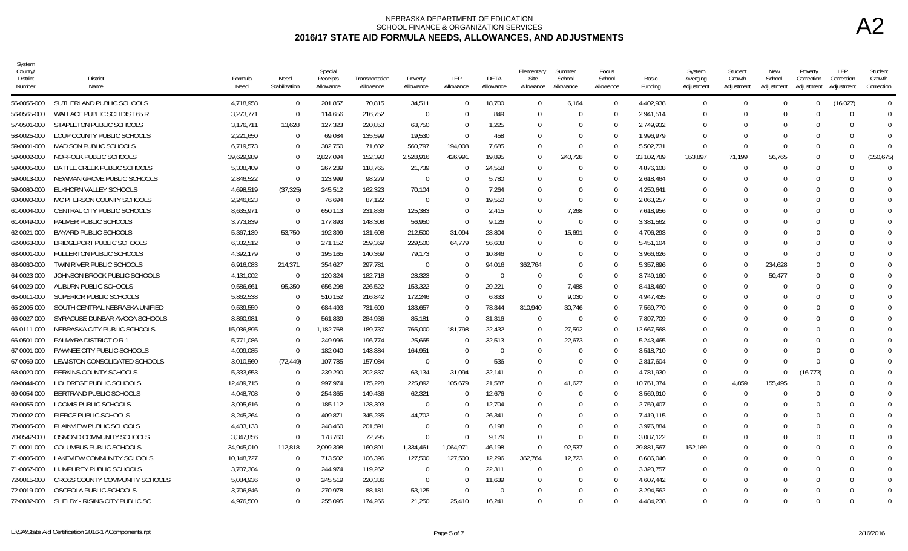NEBRASKA DEPARTMENT OF EDUCATION
SCHOOL FINANCE & ORGANIZATION SERVICES

# 2016/17 STATE AID FORMULA NEEDS, ALLOWANCES, AND ADJUSTMENTS

A2

| System County/ District Number | District Name | Formula Need | Need Stabilization | Special Receipts Allowance | Transportation Allowance | Poverty Allowance | LEP Allowance | DETA Allowance | Elementary Site Allowance | Summer School Allowance | Focus School Allowance | Basic Funding | System Averging Adjustment | Student Growth Adjustment | New School Adjustment | Poverty Correction Adjustment | LEP Correction Adjustment | Student Growth Correction |
|---|---|---|---|---|---|---|---|---|---|---|---|---|---|---|---|---|---|---|
| 56-0055-000 | SUTHERLAND PUBLIC SCHOOLS | 4,718,958 | 0 | 201,857 | 70,815 | 34,511 | 0 | 18,700 | 0 | 6,164 | 0 | 4,402,938 | 0 | 0 | 0 | 0 | (16,027) | 0 |
| 56-0565-000 | WALLACE PUBLIC SCH DIST 65 R | 3,273,771 | 0 | 114,656 | 216,752 | 0 | 0 | 849 | 0 | 0 | 0 | 2,941,514 | 0 | 0 | 0 | 0 | 0 | 0 |
| 57-0501-000 | STAPLETON PUBLIC SCHOOLS | 3,176,711 | 13,628 | 127,323 | 220,853 | 63,750 | 0 | 1,225 | 0 | 0 | 0 | 2,749,932 | 0 | 0 | 0 | 0 | 0 | 0 |
| 58-0025-000 | LOUP COUNTY PUBLIC SCHOOLS | 2,221,650 | 0 | 69,084 | 135,599 | 19,530 | 0 | 458 | 0 | 0 | 0 | 1,996,979 | 0 | 0 | 0 | 0 | 0 | 0 |
| 59-0001-000 | MADISON PUBLIC SCHOOLS | 6,719,573 | 0 | 382,750 | 71,602 | 560,797 | 194,008 | 7,685 | 0 | 0 | 0 | 5,502,731 | 0 | 0 | 0 | 0 | 0 | 0 |
| 59-0002-000 | NORFOLK PUBLIC SCHOOLS | 39,629,989 | 0 | 2,827,094 | 152,390 | 2,528,916 | 426,991 | 19,895 | 0 | 240,728 | 0 | 33,102,789 | 353,897 | 71,199 | 56,765 | 0 | 0 | (150,675) |
| 59-0005-000 | BATTLE CREEK PUBLIC SCHOOLS | 5,308,409 | 0 | 267,239 | 118,765 | 21,739 | 0 | 24,558 | 0 | 0 | 0 | 4,876,108 | 0 | 0 | 0 | 0 | 0 | 0 |
| 59-0013-000 | NEWMAN GROVE PUBLIC SCHOOLS | 2,846,522 | 0 | 123,999 | 98,279 | 0 | 0 | 5,780 | 0 | 0 | 0 | 2,618,464 | 0 | 0 | 0 | 0 | 0 | 0 |
| 59-0080-000 | ELKHORN VALLEY SCHOOLS | 4,698,519 | (37,325) | 245,512 | 162,323 | 70,104 | 0 | 7,264 | 0 | 0 | 0 | 4,250,641 | 0 | 0 | 0 | 0 | 0 | 0 |
| 60-0090-000 | MC PHERSON COUNTY SCHOOLS | 2,246,623 | 0 | 76,694 | 87,122 | 0 | 0 | 19,550 | 0 | 0 | 0 | 2,063,257 | 0 | 0 | 0 | 0 | 0 | 0 |
| 61-0004-000 | CENTRAL CITY PUBLIC SCHOOLS | 8,635,971 | 0 | 650,113 | 231,836 | 125,383 | 0 | 2,415 | 0 | 7,268 | 0 | 7,618,956 | 0 | 0 | 0 | 0 | 0 | 0 |
| 61-0049-000 | PALMER PUBLIC SCHOOLS | 3,773,839 | 0 | 177,893 | 148,308 | 56,950 | 0 | 9,126 | 0 | 0 | 0 | 3,381,562 | 0 | 0 | 0 | 0 | 0 | 0 |
| 62-0021-000 | BAYARD PUBLIC SCHOOLS | 5,367,139 | 53,750 | 192,399 | 131,608 | 212,500 | 31,094 | 23,804 | 0 | 15,691 | 0 | 4,706,293 | 0 | 0 | 0 | 0 | 0 | 0 |
| 62-0063-000 | BRIDGEPORT PUBLIC SCHOOLS | 6,332,512 | 0 | 271,152 | 259,369 | 229,500 | 64,779 | 56,608 | 0 | 0 | 0 | 5,451,104 | 0 | 0 | 0 | 0 | 0 | 0 |
| 63-0001-000 | FULLERTON PUBLIC SCHOOLS | 4,392,179 | 0 | 195,165 | 140,369 | 79,173 | 0 | 10,846 | 0 | 0 | 0 | 3,966,626 | 0 | 0 | 0 | 0 | 0 | 0 |
| 63-0030-000 | TWIN RIVER PUBLIC SCHOOLS | 6,916,083 | 214,371 | 354,627 | 297,781 | 0 | 0 | 94,016 | 362,764 | 0 | 0 | 5,357,896 | 0 | 0 | 234,628 | 0 | 0 | 0 |
| 64-0023-000 | JOHNSON-BROCK PUBLIC SCHOOLS | 4,131,002 | 0 | 120,324 | 182,718 | 28,323 | 0 | 0 | 0 | 0 | 0 | 3,749,160 | 0 | 0 | 50,477 | 0 | 0 | 0 |
| 64-0029-000 | AUBURN PUBLIC SCHOOLS | 9,586,661 | 95,350 | 656,298 | 226,522 | 153,322 | 0 | 29,221 | 0 | 7,488 | 0 | 8,418,460 | 0 | 0 | 0 | 0 | 0 | 0 |
| 65-0011-000 | SUPERIOR PUBLIC SCHOOLS | 5,862,538 | 0 | 510,152 | 216,842 | 172,246 | 0 | 6,833 | 0 | 9,030 | 0 | 4,947,435 | 0 | 0 | 0 | 0 | 0 | 0 |
| 65-2005-000 | SOUTH CENTRAL NEBRASKA UNIFIED | 9,539,559 | 0 | 684,493 | 731,609 | 133,657 | 0 | 78,344 | 310,940 | 30,746 | 0 | 7,569,770 | 0 | 0 | 0 | 0 | 0 | 0 |
| 66-0027-000 | SYRACUSE-DUNBAR-AVOCA SCHOOLS | 8,860,981 | 0 | 561,839 | 284,936 | 85,181 | 0 | 31,316 | 0 | 0 | 0 | 7,897,709 | 0 | 0 | 0 | 0 | 0 | 0 |
| 66-0111-000 | NEBRASKA CITY PUBLIC SCHOOLS | 15,036,895 | 0 | 1,182,768 | 189,737 | 765,000 | 181,798 | 22,432 | 0 | 27,592 | 0 | 12,667,568 | 0 | 0 | 0 | 0 | 0 | 0 |
| 66-0501-000 | PALMYRA DISTRICT O R 1 | 5,771,086 | 0 | 249,996 | 196,774 | 25,665 | 0 | 32,513 | 0 | 22,673 | 0 | 5,243,465 | 0 | 0 | 0 | 0 | 0 | 0 |
| 67-0001-000 | PAWNEE CITY PUBLIC SCHOOLS | 4,009,085 | 0 | 182,040 | 143,384 | 164,951 | 0 | 0 | 0 | 0 | 0 | 3,518,710 | 0 | 0 | 0 | 0 | 0 | 0 |
| 67-0069-000 | LEWISTON CONSOLIDATED SCHOOLS | 3,010,560 | (72,449) | 107,785 | 157,084 | 0 | 0 | 536 | 0 | 0 | 0 | 2,817,604 | 0 | 0 | 0 | 0 | 0 | 0 |
| 68-0020-000 | PERKINS COUNTY SCHOOLS | 5,333,653 | 0 | 239,290 | 202,837 | 63,134 | 31,094 | 32,141 | 0 | 0 | 0 | 4,781,930 | 0 | 0 | 0 | (16,773) | 0 | 0 |
| 69-0044-000 | HOLDREGE PUBLIC SCHOOLS | 12,489,715 | 0 | 997,974 | 175,228 | 225,892 | 105,679 | 21,587 | 0 | 41,627 | 0 | 10,761,374 | 0 | 4,859 | 155,495 | 0 | 0 | 0 |
| 69-0054-000 | BERTRAND PUBLIC SCHOOLS | 4,048,708 | 0 | 254,365 | 149,436 | 62,321 | 0 | 12,676 | 0 | 0 | 0 | 3,569,910 | 0 | 0 | 0 | 0 | 0 | 0 |
| 69-0055-000 | LOOMIS PUBLIC SCHOOLS | 3,095,616 | 0 | 185,112 | 128,393 | 0 | 0 | 12,704 | 0 | 0 | 0 | 2,769,407 | 0 | 0 | 0 | 0 | 0 | 0 |
| 70-0002-000 | PIERCE PUBLIC SCHOOLS | 8,245,264 | 0 | 409,871 | 345,235 | 44,702 | 0 | 26,341 | 0 | 0 | 0 | 7,419,115 | 0 | 0 | 0 | 0 | 0 | 0 |
| 70-0005-000 | PLAINVIEW PUBLIC SCHOOLS | 4,433,133 | 0 | 248,460 | 201,591 | 0 | 0 | 6,198 | 0 | 0 | 0 | 3,976,884 | 0 | 0 | 0 | 0 | 0 | 0 |
| 70-0542-000 | OSMOND COMMUNITY SCHOOLS | 3,347,856 | 0 | 178,760 | 72,795 | 0 | 0 | 9,179 | 0 | 0 | 0 | 3,087,122 | 0 | 0 | 0 | 0 | 0 | 0 |
| 71-0001-000 | COLUMBUS PUBLIC SCHOOLS | 34,945,010 | 112,818 | 2,099,398 | 160,891 | 1,334,461 | 1,064,971 | 46,198 | 0 | 92,537 | 0 | 29,881,567 | 152,169 | 0 | 0 | 0 | 0 | 0 |
| 71-0005-000 | LAKEVIEW COMMUNITY SCHOOLS | 10,148,727 | 0 | 713,502 | 106,396 | 127,500 | 127,500 | 12,296 | 362,764 | 12,723 | 0 | 8,686,046 | 0 | 0 | 0 | 0 | 0 | 0 |
| 71-0067-000 | HUMPHREY PUBLIC SCHOOLS | 3,707,304 | 0 | 244,974 | 119,262 | 0 | 0 | 22,311 | 0 | 0 | 0 | 3,320,757 | 0 | 0 | 0 | 0 | 0 | 0 |
| 72-0015-000 | CROSS COUNTY COMMUNITY SCHOOLS | 5,084,936 | 0 | 245,519 | 220,336 | 0 | 0 | 11,639 | 0 | 0 | 0 | 4,607,442 | 0 | 0 | 0 | 0 | 0 | 0 |
| 72-0019-000 | OSCEOLA PUBLIC SCHOOLS | 3,706,846 | 0 | 270,978 | 88,181 | 53,125 | 0 | 0 | 0 | 0 | 0 | 3,294,562 | 0 | 0 | 0 | 0 | 0 | 0 |
| 72-0032-000 | SHELBY - RISING CITY PUBLIC SC | 4,976,500 | 0 | 255,095 | 174,266 | 21,250 | 25,410 | 16,241 | 0 | 0 | 0 | 4,484,238 | 0 | 0 | 0 | 0 | 0 | 0 |

L:\SA\State Aid Certification 2016-17\Components.rpt　　　2/16/2016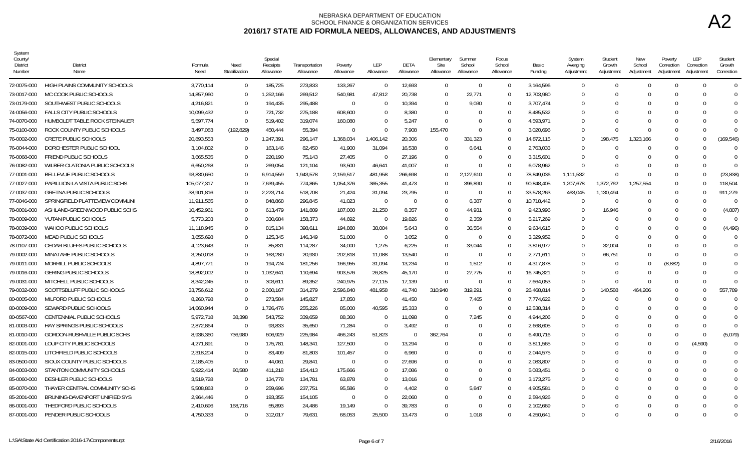# NEBRASKA DEPARTMENT OF EDUCATION
## SCHOOL FINANCE & ORGANIZATION SERVICES
## 2016/17 STATE AID FORMULA NEEDS, ALLOWANCES, AND ADJUSTMENTS

A2

| System County/ District Number | District Name | Formula Need | Need Stabilization | Special Receipts Allowance | Transportation Allowance | Poverty Allowance | LEP Allowance | DETA Allowance | Elementary Site Allowance | Summer School Allowance | Focus School Allowance | Basic Funding | System Averging Adjustment | Student Growth Adjustment | New School Adjustment | Poverty Correction Adjustment | LEP Correction Adjustment | Student Growth Correction |
|---|---|---|---|---|---|---|---|---|---|---|---|---|---|---|---|---|---|---|
| 72-0075-000 | HIGH PLAINS COMMUNITY SCHOOLS | 3,770,114 | 0 | 185,725 | 273,833 | 133,267 | 0 | 12,693 | 0 | 0 | 0 | 3,164,596 | 0 | 0 | 0 | 0 | 0 | 0 |
| 73-0017-000 | MC COOK PUBLIC SCHOOLS | 14,857,960 | 0 | 1,252,166 | 269,512 | 540,981 | 47,812 | 20,738 | 0 | 22,771 | 0 | 12,703,980 | 0 | 0 | 0 | 0 | 0 | 0 |
| 73-0179-000 | SOUTHWEST PUBLIC SCHOOLS | 4,216,821 | 0 | 194,435 | 295,488 | 0 | 0 | 10,394 | 0 | 9,030 | 0 | 3,707,474 | 0 | 0 | 0 | 0 | 0 | 0 |
| 74-0056-000 | FALLS CITY PUBLIC SCHOOLS | 10,099,432 | 0 | 721,732 | 275,188 | 608,600 | 0 | 8,380 | 0 | 0 | 0 | 8,485,532 | 0 | 0 | 0 | 0 | 0 | 0 |
| 74-0070-000 | HUMBOLDT TABLE ROCK STEINAUER | 5,597,774 | 0 | 519,402 | 319,074 | 160,080 | 0 | 5,247 | 0 | 0 | 0 | 4,593,971 | 0 | 0 | 0 | 0 | 0 | 0 |
| 75-0100-000 | ROCK COUNTY PUBLIC SCHOOLS | 3,497,083 | (192,829) | 450,444 | 55,394 | 0 | 0 | 7,908 | 155,470 | 0 | 0 | 3,020,696 | 0 | 0 | 0 | 0 | 0 | 0 |
| 76-0002-000 | CRETE PUBLIC SCHOOLS | 20,893,553 | 0 | 1,247,391 | 296,147 | 1,368,034 | 1,406,142 | 20,306 | 0 | 331,323 | 0 | 14,872,115 | 0 | 198,475 | 1,323,166 | 0 | 0 | (169,546) |
| 76-0044-000 | DORCHESTER PUBLIC SCHOOL | 3,104,802 | 0 | 163,146 | 82,450 | 41,900 | 31,094 | 16,538 | 0 | 6,641 | 0 | 2,763,033 | 0 | 0 | 0 | 0 | 0 | 0 |
| 76-0068-000 | FRIEND PUBLIC SCHOOLS | 3,665,535 | 0 | 220,190 | 75,143 | 27,405 | 0 | 27,196 | 0 | 0 | 0 | 3,315,601 | 0 | 0 | 0 | 0 | 0 | 0 |
| 76-0082-000 | WILBER-CLATONIA PUBLIC SCHOOLS | 6,650,268 | 0 | 269,054 | 121,104 | 93,500 | 46,641 | 41,007 | 0 | 0 | 0 | 6,078,962 | 0 | 0 | 0 | 0 | 0 | 0 |
| 77-0001-000 | BELLEVUE PUBLIC SCHOOLS | 93,830,650 | 0 | 6,914,559 | 1,943,578 | 2,159,517 | 481,958 | 266,698 | 0 | 2,127,610 | 0 | 78,849,036 | 1,111,532 | 0 | 0 | 0 | 0 | (23,838) |
| 77-0027-000 | PAPILLION-LA VISTA PUBLIC SCHS | 105,077,317 | 0 | 7,639,455 | 774,865 | 1,054,376 | 365,355 | 41,473 | 0 | 396,890 | 0 | 90,848,405 | 1,207,678 | 1,372,762 | 1,257,554 | 0 | 0 | 118,504 |
| 77-0037-000 | GRETNA PUBLIC SCHOOLS | 38,901,816 | 0 | 2,223,714 | 518,708 | 21,424 | 31,094 | 23,795 | 0 | 0 | 0 | 33,578,263 | 463,045 | 1,130,494 | 0 | 0 | 0 | 911,279 |
| 77-0046-000 | SPRINGFIELD PLATTEVIEW COMMUNI | 11,911,565 | 0 | 848,868 | 296,845 | 41,023 | 0 | 0 | 0 | 6,387 | 0 | 10,718,442 | 0 | 0 | 0 | 0 | 0 | 0 |
| 78-0001-000 | ASHLAND-GREENWOOD PUBLIC SCHS | 10,452,961 | 0 | 613,479 | 141,809 | 187,000 | 21,250 | 8,357 | 0 | 44,931 | 0 | 9,423,996 | 0 | 16,946 | 0 | 0 | 0 | (4,807) |
| 78-0009-000 | YUTAN PUBLIC SCHOOLS | 5,773,203 | 0 | 330,684 | 158,373 | 44,692 | 0 | 19,826 | 0 | 2,359 | 0 | 5,217,269 | 0 | 0 | 0 | 0 | 0 | 0 |
| 78-0039-000 | WAHOO PUBLIC SCHOOLS | 11,118,945 | 0 | 815,134 | 398,611 | 194,880 | 38,004 | 5,643 | 0 | 36,554 | 0 | 9,634,615 | 0 | 0 | 0 | 0 | 0 | (4,496) |
| 78-0072-000 | MEAD PUBLIC SCHOOLS | 3,655,698 | 0 | 125,345 | 146,349 | 51,000 | 0 | 3,052 | 0 | 0 | 0 | 3,329,952 | 0 | 0 | 0 | 0 | 0 | 0 |
| 78-0107-000 | CEDAR BLUFFS PUBLIC SCHOOLS | 4,123,643 | 0 | 85,831 | 114,287 | 34,000 | 1,275 | 6,225 | 0 | 33,044 | 0 | 3,816,977 | 0 | 32,004 | 0 | 0 | 0 | 0 |
| 79-0002-000 | MINATARE PUBLIC SCHOOLS | 3,250,018 | 0 | 163,280 | 20,930 | 202,818 | 11,088 | 13,540 | 0 | 0 | 0 | 2,771,611 | 0 | 66,751 | 0 | 0 | 0 | 0 |
| 79-0011-000 | MORRILL PUBLIC SCHOOLS | 4,897,771 | 0 | 194,724 | 181,256 | 166,955 | 31,094 | 13,234 | 0 | 1,512 | 0 | 4,317,878 | 0 | 0 | 0 | (8,882) | 0 | 0 |
| 79-0016-000 | GERING PUBLIC SCHOOLS | 18,892,002 | 0 | 1,032,641 | 110,694 | 903,576 | 26,825 | 45,170 | 0 | 27,775 | 0 | 16,745,321 | 0 | 0 | 0 | 0 | 0 | 0 |
| 79-0031-000 | MITCHELL PUBLIC SCHOOLS | 8,342,245 | 0 | 303,611 | 89,352 | 240,975 | 27,115 | 17,139 | 0 | 0 | 0 | 7,664,053 | 0 | 0 | 0 | 0 | 0 | 0 |
| 79-0032-000 | SCOTTSBLUFF PUBLIC SCHOOLS | 33,756,612 | 0 | 2,060,167 | 314,279 | 2,596,840 | 481,958 | 41,740 | 310,940 | 319,291 | 0 | 26,468,814 | 0 | 140,588 | 464,206 | 0 | 0 | 557,789 |
| 80-0005-000 | MILFORD PUBLIC SCHOOLS | 8,260,798 | 0 | 273,584 | 145,827 | 17,850 | 0 | 41,450 | 0 | 7,465 | 0 | 7,774,622 | 0 | 0 | 0 | 0 | 0 | 0 |
| 80-0009-000 | SEWARD PUBLIC SCHOOLS | 14,660,944 | 0 | 1,726,476 | 255,226 | 85,000 | 40,595 | 15,333 | 0 | 0 | 0 | 12,538,314 | 0 | 0 | 0 | 0 | 0 | 0 |
| 80-0567-000 | CENTENNIAL PUBLIC SCHOOLS | 5,972,718 | 38,398 | 543,752 | 339,659 | 88,360 | 0 | 11,098 | 0 | 7,245 | 0 | 4,944,206 | 0 | 0 | 0 | 0 | 0 | 0 |
| 81-0003-000 | HAY SPRINGS PUBLIC SCHOOLS | 2,872,864 | 0 | 93,833 | 35,650 | 71,284 | 0 | 3,492 | 0 | 0 | 0 | 2,668,605 | 0 | 0 | 0 | 0 | 0 | 0 |
| 81-0010-000 | GORDON-RUSHVILLE PUBLIC SCHS | 8,936,360 | 736,980 | 606,929 | 225,984 | 466,243 | 51,823 | 0 | 362,764 | 0 | 0 | 6,490,716 | 0 | 0 | 0 | 0 | 0 | (5,079) |
| 82-0001-000 | LOUP CITY PUBLIC SCHOOLS | 4,271,891 | 0 | 175,781 | 148,341 | 127,500 | 0 | 13,294 | 0 | 0 | 0 | 3,811,565 | 0 | 0 | 0 | 0 | (4,590) | 0 |
| 82-0015-000 | LITCHFIELD PUBLIC SCHOOLS | 2,318,204 | 0 | 83,409 | 81,803 | 101,457 | 0 | 6,960 | 0 | 0 | 0 | 2,044,575 | 0 | 0 | 0 | 0 | 0 | 0 |
| 83-0500-000 | SIOUX COUNTY PUBLIC SCHOOLS | 2,185,405 | 0 | 44,061 | 29,841 | 0 | 0 | 27,696 | 0 | 0 | 0 | 2,083,807 | 0 | 0 | 0 | 0 | 0 | 0 |
| 84-0003-000 | STANTON COMMUNITY SCHOOLS | 5,922,414 | 80,580 | 411,218 | 154,413 | 175,666 | 0 | 17,086 | 0 | 0 | 0 | 5,083,451 | 0 | 0 | 0 | 0 | 0 | 0 |
| 85-0060-000 | DESHLER PUBLIC SCHOOLS | 3,519,728 | 0 | 134,778 | 134,781 | 63,878 | 0 | 13,016 | 0 | 0 | 0 | 3,173,275 | 0 | 0 | 0 | 0 | 0 | 0 |
| 85-0070-000 | THAYER CENTRAL COMMUNITY SCHS | 5,508,863 | 0 | 259,696 | 237,751 | 95,586 | 0 | 4,402 | 0 | 5,847 | 0 | 4,905,581 | 0 | 0 | 0 | 0 | 0 | 0 |
| 85-2001-000 | BRUNING-DAVENPORT UNIFIED SYS | 2,964,446 | 0 | 193,355 | 154,105 | 0 | 0 | 22,060 | 0 | 0 | 0 | 2,594,926 | 0 | 0 | 0 | 0 | 0 | 0 |
| 86-0001-000 | THEDFORD PUBLIC SCHOOLS | 2,410,696 | 168,716 | 55,893 | 24,486 | 19,149 | 0 | 39,783 | 0 | 0 | 0 | 2,102,669 | 0 | 0 | 0 | 0 | 0 | 0 |
| 87-0001-000 | PENDER PUBLIC SCHOOLS | 4,750,333 | 0 | 312,017 | 79,631 | 68,053 | 25,500 | 13,473 | 0 | 1,018 | 0 | 4,250,641 | 0 | 0 | 0 | 0 | 0 | 0 |

L:\SA\State Aid Certification 2016-17\Components.rpt    2/16/2016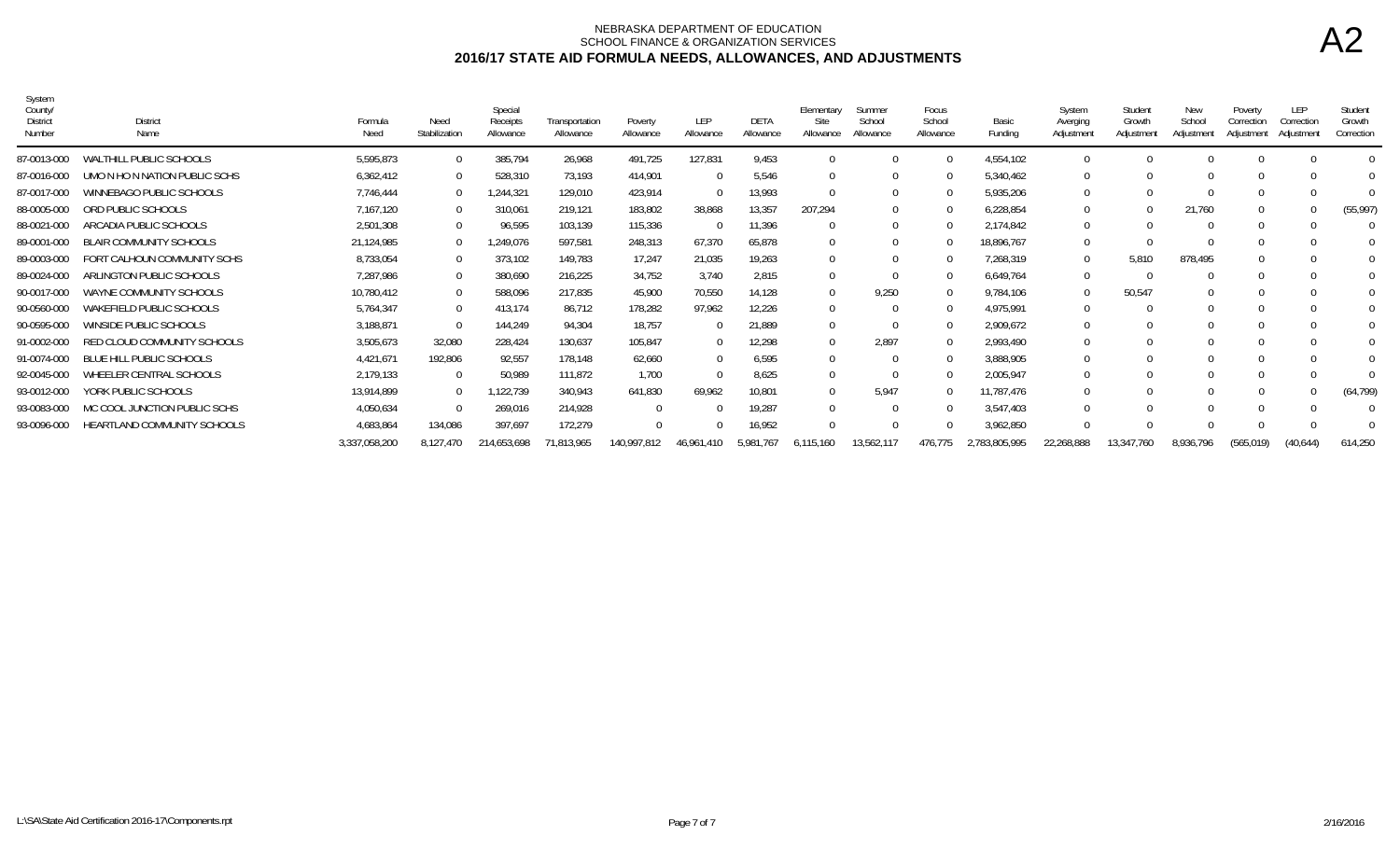# NEBRASKA DEPARTMENT OF EDUCATION
## SCHOOL FINANCE & ORGANIZATION SERVICES
## 2016/17 STATE AID FORMULA NEEDS, ALLOWANCES, AND ADJUSTMENTS

A2

| System County/ District Number | District Name | Formula Need | Need Stabilization | Special Receipts Allowance | Transportation Allowance | Poverty Allowance | LEP Allowance | DETA Allowance | Elementary Site Allowance | Summer School Allowance | Focus School Allowance | Basic Funding | System Averging Adjustment | Student Growth Adjustment | New School Adjustment | Poverty Correction Adjustment | LEP Correction Adjustment | Student Growth Correction |
|---|---|---|---|---|---|---|---|---|---|---|---|---|---|---|---|---|---|---|
| 87-0013-000 | WALTHILL PUBLIC SCHOOLS | 5,595,873 | 0 | 385,794 | 26,968 | 491,725 | 127,831 | 9,453 | 0 | 0 | 0 | 4,554,102 | 0 | 0 | 0 | 0 | 0 | 0 |
| 87-0016-000 | UMO N HO N NATION PUBLIC SCHS | 6,362,412 | 0 | 528,310 | 73,193 | 414,901 | 0 | 5,546 | 0 | 0 | 0 | 5,340,462 | 0 | 0 | 0 | 0 | 0 | 0 |
| 87-0017-000 | WINNEBAGO PUBLIC SCHOOLS | 7,746,444 | 0 | 1,244,321 | 129,010 | 423,914 | 0 | 13,993 | 0 | 0 | 0 | 5,935,206 | 0 | 0 | 0 | 0 | 0 | 0 |
| 88-0005-000 | ORD PUBLIC SCHOOLS | 7,167,120 | 0 | 310,061 | 219,121 | 183,802 | 38,868 | 13,357 | 207,294 | 0 | 0 | 6,228,854 | 0 | 0 | 21,760 | 0 | 0 | (55,997) |
| 88-0021-000 | ARCADIA PUBLIC SCHOOLS | 2,501,308 | 0 | 96,595 | 103,139 | 115,336 | 0 | 11,396 | 0 | 0 | 0 | 2,174,842 | 0 | 0 | 0 | 0 | 0 | 0 |
| 89-0001-000 | BLAIR COMMUNITY SCHOOLS | 21,124,985 | 0 | 1,249,076 | 597,581 | 248,313 | 67,370 | 65,878 | 0 | 0 | 0 | 18,896,767 | 0 | 0 | 0 | 0 | 0 | 0 |
| 89-0003-000 | FORT CALHOUN COMMUNITY SCHS | 8,733,054 | 0 | 373,102 | 149,783 | 17,247 | 21,035 | 19,263 | 0 | 0 | 0 | 7,268,319 | 0 | 5,810 | 878,495 | 0 | 0 | 0 |
| 89-0024-000 | ARLINGTON PUBLIC SCHOOLS | 7,287,986 | 0 | 380,690 | 216,225 | 34,752 | 3,740 | 2,815 | 0 | 0 | 0 | 6,649,764 | 0 | 0 | 0 | 0 | 0 | 0 |
| 90-0017-000 | WAYNE COMMUNITY SCHOOLS | 10,780,412 | 0 | 588,096 | 217,835 | 45,900 | 70,550 | 14,128 | 0 | 9,250 | 0 | 9,784,106 | 0 | 50,547 | 0 | 0 | 0 | 0 |
| 90-0560-000 | WAKEFIELD PUBLIC SCHOOLS | 5,764,347 | 0 | 413,174 | 86,712 | 178,282 | 97,962 | 12,226 | 0 | 0 | 0 | 4,975,991 | 0 | 0 | 0 | 0 | 0 | 0 |
| 90-0595-000 | WINSIDE PUBLIC SCHOOLS | 3,188,871 | 0 | 144,249 | 94,304 | 18,757 | 0 | 21,889 | 0 | 0 | 0 | 2,909,672 | 0 | 0 | 0 | 0 | 0 | 0 |
| 91-0002-000 | RED CLOUD COMMUNITY SCHOOLS | 3,505,673 | 32,080 | 228,424 | 130,637 | 105,847 | 0 | 12,298 | 0 | 2,897 | 0 | 2,993,490 | 0 | 0 | 0 | 0 | 0 | 0 |
| 91-0074-000 | BLUE HILL PUBLIC SCHOOLS | 4,421,671 | 192,806 | 92,557 | 178,148 | 62,660 | 0 | 6,595 | 0 | 0 | 0 | 3,888,905 | 0 | 0 | 0 | 0 | 0 | 0 |
| 92-0045-000 | WHEELER CENTRAL SCHOOLS | 2,179,133 | 0 | 50,989 | 111,872 | 1,700 | 0 | 8,625 | 0 | 0 | 0 | 2,005,947 | 0 | 0 | 0 | 0 | 0 | 0 |
| 93-0012-000 | YORK PUBLIC SCHOOLS | 13,914,899 | 0 | 1,122,739 | 340,943 | 641,830 | 69,962 | 10,801 | 0 | 5,947 | 0 | 11,787,476 | 0 | 0 | 0 | 0 | 0 | (64,799) |
| 93-0083-000 | MC COOL JUNCTION PUBLIC SCHS | 4,050,634 | 0 | 269,016 | 214,928 | 0 | 0 | 19,287 | 0 | 0 | 0 | 3,547,403 | 0 | 0 | 0 | 0 | 0 | 0 |
| 93-0096-000 | HEARTLAND COMMUNITY SCHOOLS | 4,683,864 | 134,086 | 397,697 | 172,279 | 0 | 0 | 16,952 | 0 | 0 | 0 | 3,962,850 | 0 | 0 | 0 | 0 | 0 | 0 |
| | | 3,337,058,200 | 8,127,470 | 214,653,698 | 71,813,965 | 140,997,812 | 46,961,410 | 5,981,767 | 6,115,160 | 13,562,117 | 476,775 | 2,783,805,995 | 22,268,888 | 13,347,760 | 8,936,796 | (565,019) | (40,644) | 614,250 |

L:\SA\State Aid Certification 2016-17\Components.rpt

2/16/2016